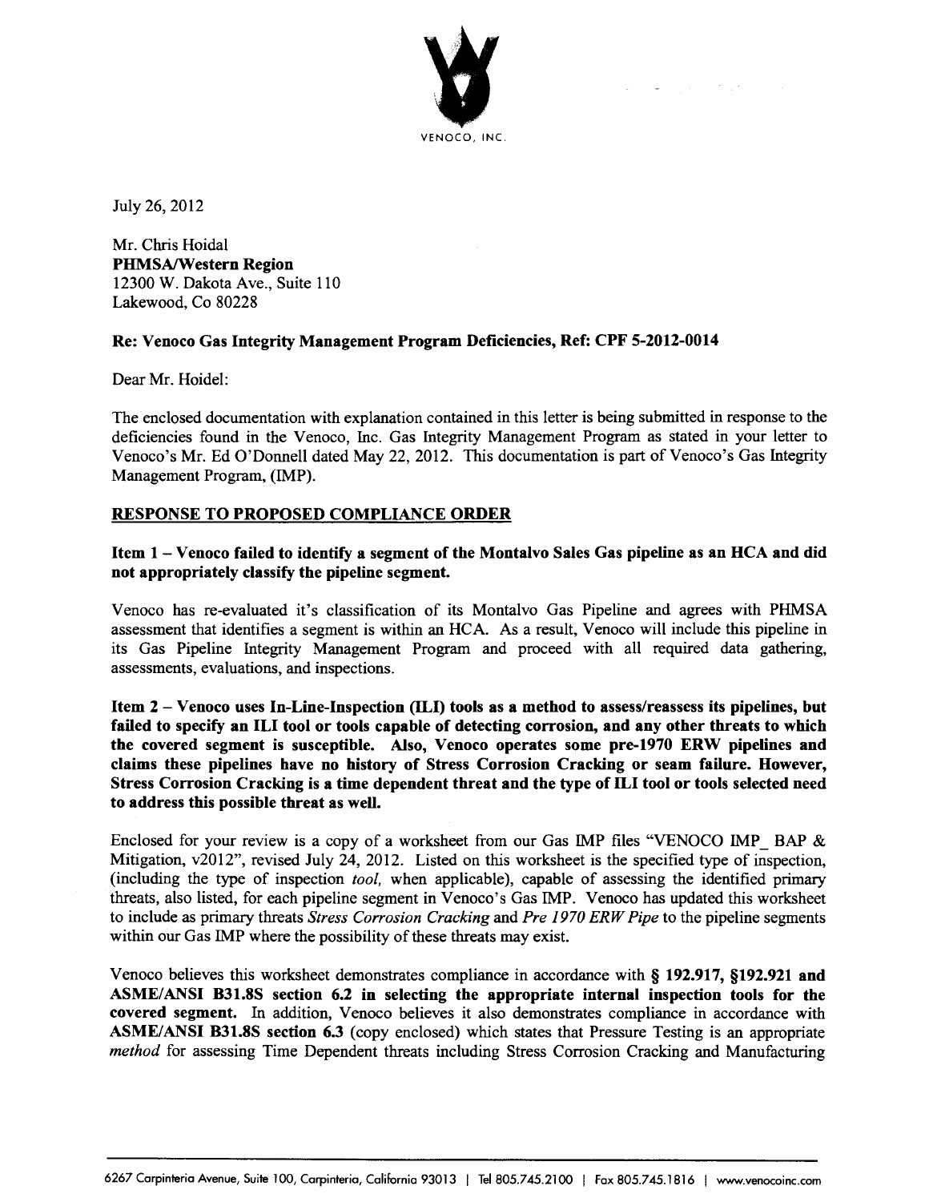VENOCO, INC.

July 26, 2012

Mr. Chris Hoidal
**PHMSA/Western Region**
12300 W. Dakota Ave., Suite 110
Lakewood, Co 80228

**Re: Venoco Gas Integrity Management Program Deficiencies, Ref: CPF 5-2012-0014**

Dear Mr. Hoidel:

The enclosed documentation with explanation contained in this letter is being submitted in response to the deficiencies found in the Venoco, Inc. Gas Integrity Management Program as stated in your letter to Venoco's Mr. Ed O'Donnell dated May 22, 2012. This documentation is part of Venoco's Gas Integrity Management Program, (IMP).

**RESPONSE TO PROPOSED COMPLIANCE ORDER**

**Item 1 – Venoco failed to identify a segment of the Montalvo Sales Gas pipeline as an HCA and did not appropriately classify the pipeline segment.**

Venoco has re-evaluated it's classification of its Montalvo Gas Pipeline and agrees with PHMSA assessment that identifies a segment is within an HCA. As a result, Venoco will include this pipeline in its Gas Pipeline Integrity Management Program and proceed with all required data gathering, assessments, evaluations, and inspections.

**Item 2 – Venoco uses In-Line-Inspection (ILI) tools as a method to assess/reassess its pipelines, but failed to specify an ILI tool or tools capable of detecting corrosion, and any other threats to which the covered segment is susceptible. Also, Venoco operates some pre-1970 ERW pipelines and claims these pipelines have no history of Stress Corrosion Cracking or seam failure. However, Stress Corrosion Cracking is a time dependent threat and the type of ILI tool or tools selected need to address this possible threat as well.**

Enclosed for your review is a copy of a worksheet from our Gas IMP files "VENOCO IMP_ BAP & Mitigation, v2012", revised July 24, 2012. Listed on this worksheet is the specified type of inspection, (including the type of inspection *tool,* when applicable), capable of assessing the identified primary threats, also listed, for each pipeline segment in Venoco's Gas IMP. Venoco has updated this worksheet to include as primary threats *Stress Corrosion Cracking* and *Pre 1970 ERW Pipe* to the pipeline segments within our Gas IMP where the possibility of these threats may exist.

Venoco believes this worksheet demonstrates compliance in accordance with **§ 192.917, §192.921 and ASME/ANSI B31.8S section 6.2 in selecting the appropriate internal inspection tools for the covered segment.** In addition, Venoco believes it also demonstrates compliance in accordance with **ASME/ANSI B31.8S section 6.3** (copy enclosed) which states that Pressure Testing is an appropriate *method* for assessing Time Dependent threats including Stress Corrosion Cracking and Manufacturing

6267 Carpinteria Avenue, Suite 100, Carpinteria, California 93013 | Tel 805.745.2100 | Fax 805.745.1816 | www.venocoinc.com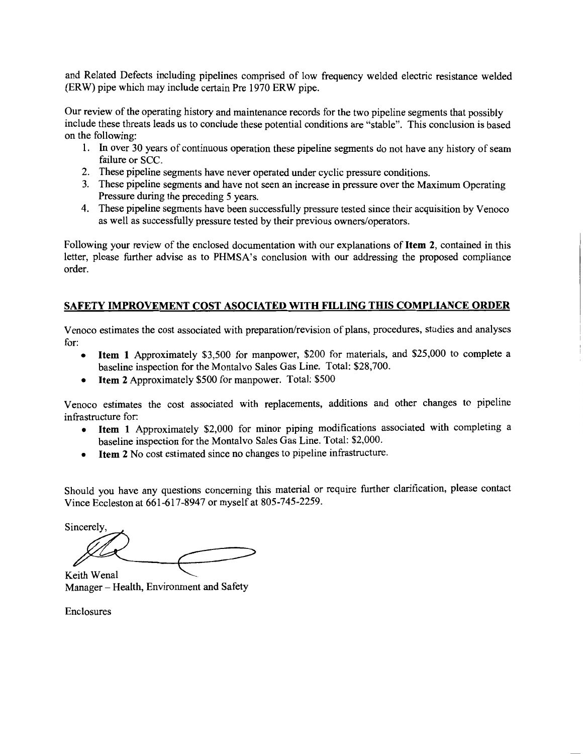and Related Defects including pipelines comprised of low frequency welded electric resistance welded (ERW) pipe which may include certain Pre 1970 ERW pipe.

Our review of the operating history and maintenance records for the two pipeline segments that possibly include these threats leads us to conclude these potential conditions are "stable". This conclusion is based on the following:

1. In over 30 years of continuous operation these pipeline segments do not have any history of seam failure or SCC.
2. These pipeline segments have never operated under cyclic pressure conditions.
3. These pipeline segments and have not seen an increase in pressure over the Maximum Operating Pressure during the preceding 5 years.
4. These pipeline segments have been successfully pressure tested since their acquisition by Venoco as well as successfully pressure tested by their previous owners/operators.

Following your review of the enclosed documentation with our explanations of **Item 2**, contained in this letter, please further advise as to PHMSA's conclusion with our addressing the proposed compliance order.

## SAFETY IMPROVEMENT COST ASOCIATED WITH FILLING THIS COMPLIANCE ORDER

Venoco estimates the cost associated with preparation/revision of plans, procedures, studies and analyses for:

- **Item 1** Approximately $3,500 for manpower, $200 for materials, and $25,000 to complete a baseline inspection for the Montalvo Sales Gas Line. Total: $28,700.
- **Item 2** Approximately $500 for manpower. Total: $500

Venoco estimates the cost associated with replacements, additions and other changes to pipeline infrastructure for:

- **Item 1** Approximately $2,000 for minor piping modifications associated with completing a baseline inspection for the Montalvo Sales Gas Line. Total: $2,000.
- **Item 2** No cost estimated since no changes to pipeline infrastructure.

Should you have any questions concerning this material or require further clarification, please contact Vince Eccleston at 661-617-8947 or myself at 805-745-2259.

Sincerely,

Keith Wenal
Manager – Health, Environment and Safety

Enclosures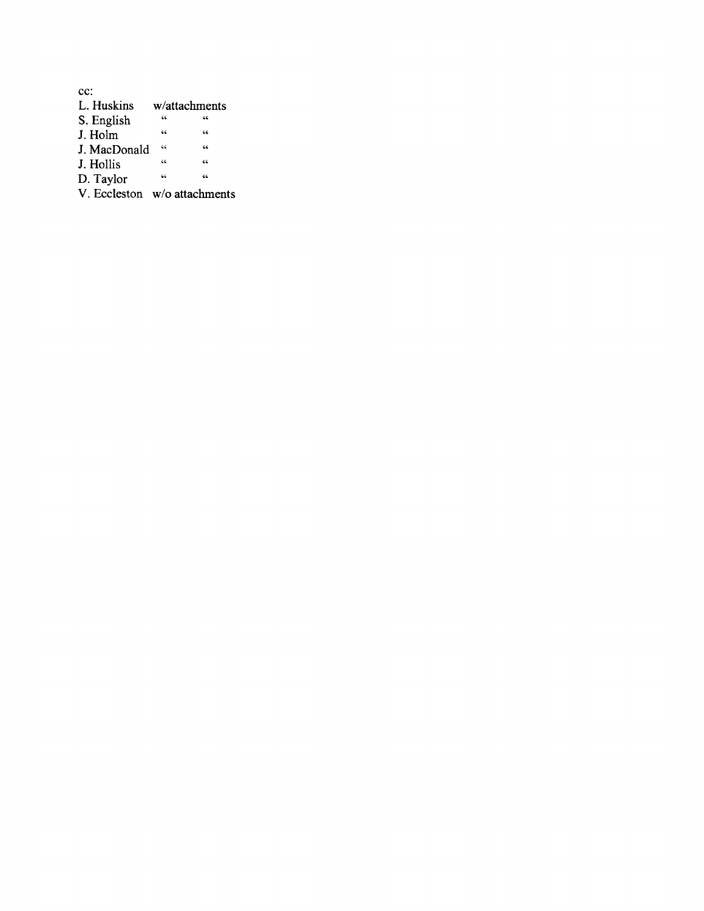cc:

| | |
|---|---|
| L. Huskins | w/attachments |
| S. English | “ “ |
| J. Holm | “ “ |
| J. MacDonald | “ “ |
| J. Hollis | “ “ |
| D. Taylor | “ “ |
| V. Eccleston | w/o attachments |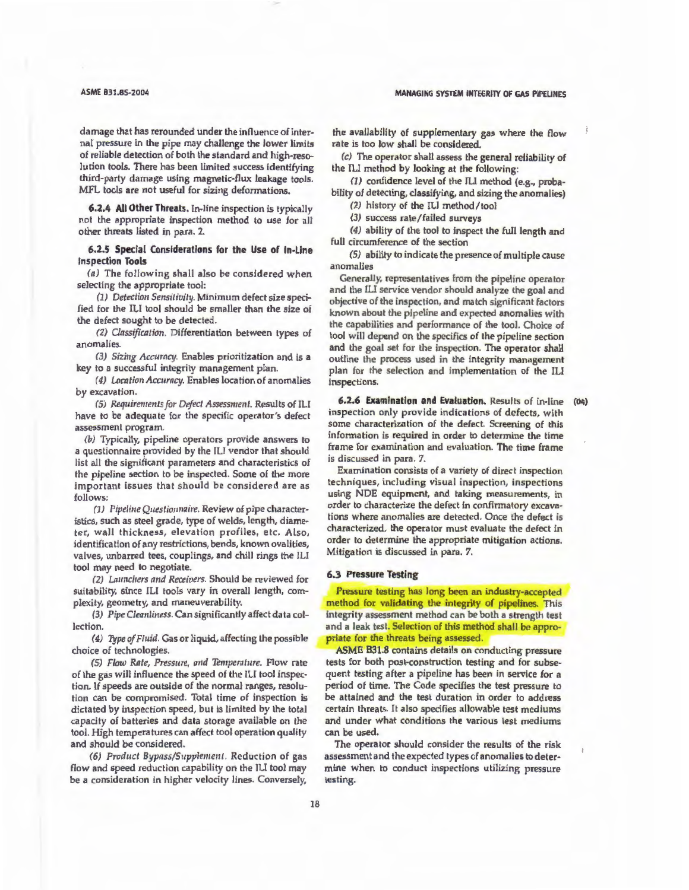damage that has rerounded under the influence of internal pressure in the pipe may challenge the lower limits of reliable detection of both the standard and high-resolution tools. There has been limited success identifying third-party damage using magnetic-flux leakage tools. MFL tools are not useful for sizing deformations.

**6.2.4 All Other Threats.** In-line inspection is typically not the appropriate inspection method to use for all other threats listed in para. 2.

### 6.2.5 Special Considerations for the Use of In-Line Inspection Tools

(a) The following shall also be considered when selecting the appropriate tool:

(1) *Detection Sensitivity.* Minimum defect size specified for the ILI tool should be smaller than the size of the defect sought to be detected.

(2) *Classification.* Differentiation between types of anomalies.

(3) *Sizing Accuracy.* Enables prioritization and is a key to a successful integrity management plan.

(4) *Location Accuracy.* Enables location of anomalies by excavation.

(5) *Requirements for Defect Assessment.* Results of ILI have to be adequate for the specific operator's defect assessment program.

(b) Typically, pipeline operators provide answers to a questionnaire provided by the ILI vendor that should list all the significant parameters and characteristics of the pipeline section to be inspected. Some of the more important issues that should be considered are as follows:

(1) *Pipeline Questionnaire.* Review of pipe characteristics, such as steel grade, type of welds, length, diameter, wall thickness, elevation profiles, etc. Also, identification of any restrictions, bends, known ovalities, valves, unbarred tees, couplings, and chill rings the ILI tool may need to negotiate.

(2) *Launchers and Receivers.* Should be reviewed for suitability, since ILI tools vary in overall length, complexity, geometry, and maneuverability.

(3) *Pipe Cleanliness.* Can significantly affect data collection.

(4) *Type of Fluid.* Gas or liquid, affecting the possible choice of technologies.

(5) *Flow Rate, Pressure, and Temperature.* Flow rate of the gas will influence the speed of the ILI tool inspection. If speeds are outside of the normal ranges, resolution can be compromised. Total time of inspection is dictated by inspection speed, but is limited by the total capacity of batteries and data storage available on the tool. High temperatures can affect tool operation quality and should be considered.

(6) *Product Bypass/Supplement.* Reduction of gas flow and speed reduction capability on the ILI tool may be a consideration in higher velocity lines. Conversely, the availability of supplementary gas where the flow rate is too low shall be considered.

(c) The operator shall assess the general reliability of the ILI method by looking at the following:

(1) confidence level of the ILI method (e.g., probability of detecting, classifying, and sizing the anomalies)

(2) history of the ILI method/tool

(3) success rate/failed surveys

(4) ability of the tool to inspect the full length and full circumference of the section

(5) ability to indicate the presence of multiple cause anomalies

Generally, representatives from the pipeline operator and the ILI service vendor should analyze the goal and objective of the inspection, and match significant factors known about the pipeline and expected anomalies with the capabilities and performance of the tool. Choice of tool will depend on the specifics of the pipeline section and the goal set for the inspection. The operator shall outline the process used in the integrity management plan for the selection and implementation of the ILI inspections.

**6.2.6 Examination and Evaluation.** (04) Results of in-line inspection only provide indications of defects, with some characterization of the defect. Screening of this information is required in order to determine the time frame for examination and evaluation. The time frame is discussed in para. 7.

Examination consists of a variety of direct inspection techniques, including visual inspection, inspections using NDE equipment, and taking measurements, in order to characterize the defect in confirmatory excavations where anomalies are detected. Once the defect is characterized, the operator must evaluate the defect in order to determine the appropriate mitigation actions. Mitigation is discussed in para. 7.

### 6.3 Pressure Testing

Pressure testing has long been an industry-accepted method for validating the integrity of pipelines. This integrity assessment method can be both a strength test and a leak test. Selection of this method shall be appropriate for the threats being assessed.

ASME B31.8 contains details on conducting pressure tests for both post-construction testing and for subsequent testing after a pipeline has been in service for a period of time. The Code specifies the test pressure to be attained and the test duration in order to address certain threats. It also specifies allowable test mediums and under what conditions the various test mediums can be used.

The operator should consider the results of the risk assessment and the expected types of anomalies to determine when to conduct inspections utilizing pressure testing.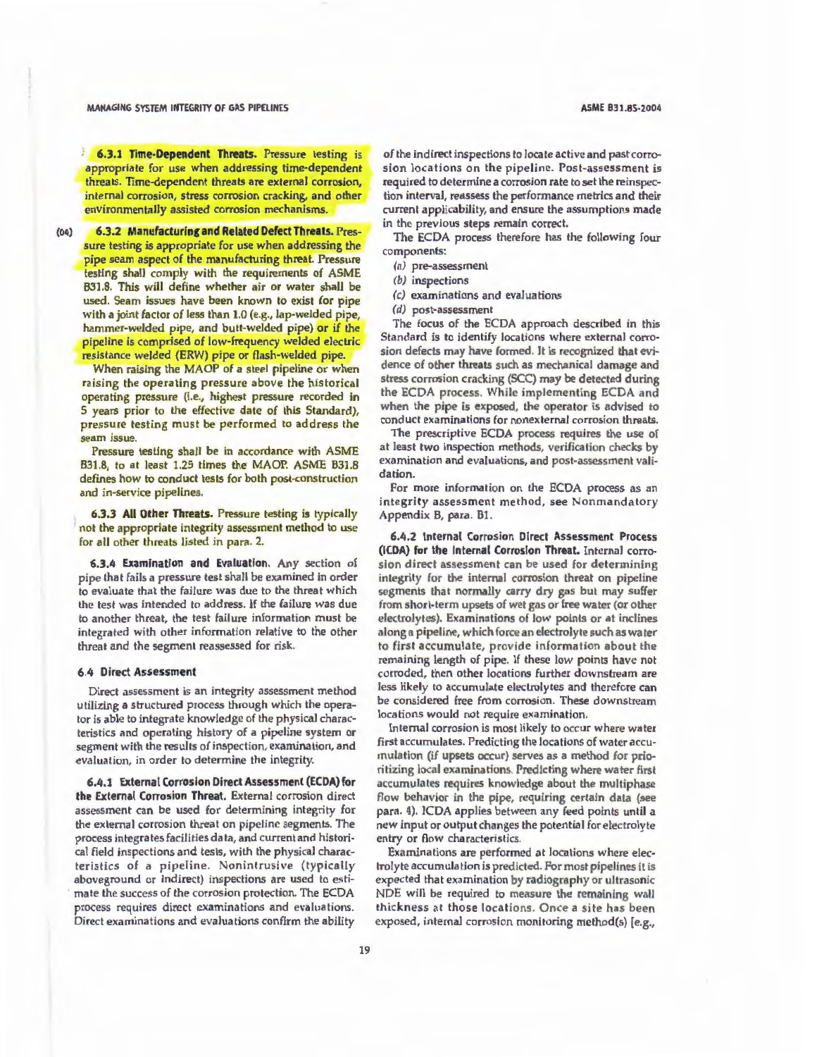**6.3.1 Time-Dependent Threats.** Pressure testing is appropriate for use when addressing time-dependent threats. Time-dependent threats are external corrosion, internal corrosion, stress corrosion cracking, and other environmentally assisted corrosion mechanisms.

(04) **6.3.2 Manufacturing and Related Defect Threats.** Pressure testing is appropriate for use when addressing the pipe seam aspect of the manufacturing threat. Pressure testing shall comply with the requirements of ASME B31.8. This will define whether air or water shall be used. Seam issues have been known to exist for pipe with a joint factor of less than 1.0 (e.g., lap-welded pipe, hammer-welded pipe, and butt-welded pipe) or if the pipeline is comprised of low-frequency welded electric resistance welded (ERW) pipe or flash-welded pipe.

When raising the MAOP of a steel pipeline or when raising the operating pressure above the historical operating pressure (i.e., highest pressure recorded in 5 years prior to the effective date of this Standard), pressure testing must be performed to address the seam issue.

Pressure testing shall be in accordance with ASME B31.8, to at least 1.25 times the MAOP. ASME B31.8 defines how to conduct tests for both post-construction and in-service pipelines.

**6.3.3 All Other Threats.** Pressure testing is typically not the appropriate integrity assessment method to use for all other threats listed in para. 2.

**6.3.4 Examination and Evaluation.** Any section of pipe that fails a pressure test shall be examined in order to evaluate that the failure was due to the threat which the test was intended to address. If the failure was due to another threat, the test failure information must be integrated with other information relative to the other threat and the segment reassessed for risk.

### 6.4 Direct Assessment

Direct assessment is an integrity assessment method utilizing a structured process through which the operator is able to integrate knowledge of the physical characteristics and operating history of a pipeline system or segment with the results of inspection, examination, and evaluation, in order to determine the integrity.

**6.4.1 External Corrosion Direct Assessment (ECDA) for the External Corrosion Threat.** External corrosion direct assessment can be used for determining integrity for the external corrosion threat on pipeline segments. The process integrates facilities data, and current and historical field inspections and tests, with the physical characteristics of a pipeline. Nonintrusive (typically aboveground or indirect) inspections are used to estimate the success of the corrosion protection. The ECDA process requires direct examinations and evaluations. Direct examinations and evaluations confirm the ability of the indirect inspections to locate active and past corrosion locations on the pipeline. Post-assessment is required to determine a corrosion rate to set the reinspection interval, reassess the performance metrics and their current applicability, and ensure the assumptions made in the previous steps remain correct.

The ECDA process therefore has the following four components:

(a) pre-assessment
(b) inspections
(c) examinations and evaluations
(d) post-assessment

The focus of the ECDA approach described in this Standard is to identify locations where external corrosion defects may have formed. It is recognized that evidence of other threats such as mechanical damage and stress corrosion cracking (SCC) may be detected during the ECDA process. While implementing ECDA and when the pipe is exposed, the operator is advised to conduct examinations for nonexternal corrosion threats.

The prescriptive ECDA process requires the use of at least two inspection methods, verification checks by examination and evaluations, and post-assessment validation.

For more information on the ECDA process as an integrity assessment method, see Nonmandatory Appendix B, para. B1.

**6.4.2 Internal Corrosion Direct Assessment Process (ICDA) for the Internal Corrosion Threat.** Internal corrosion direct assessment can be used for determining integrity for the internal corrosion threat on pipeline segments that normally carry dry gas but may suffer from short-term upsets of wet gas or free water (or other electrolytes). Examinations of low points or at inclines along a pipeline, which force an electrolyte such as water to first accumulate, provide information about the remaining length of pipe. If these low points have not corroded, then other locations further downstream are less likely to accumulate electrolytes and therefore can be considered free from corrosion. These downstream locations would not require examination.

Internal corrosion is most likely to occur where water first accumulates. Predicting the locations of water accumulation (if upsets occur) serves as a method for prioritizing local examinations. Predicting where water first accumulates requires knowledge about the multiphase flow behavior in the pipe, requiring certain data (see para. 4). ICDA applies between any feed points until a new input or output changes the potential for electrolyte entry or flow characteristics.

Examinations are performed at locations where electrolyte accumulation is predicted. For most pipelines it is expected that examination by radiography or ultrasonic NDE will be required to measure the remaining wall thickness at those locations. Once a site has been exposed, internal corrosion monitoring method(s) [e.g.,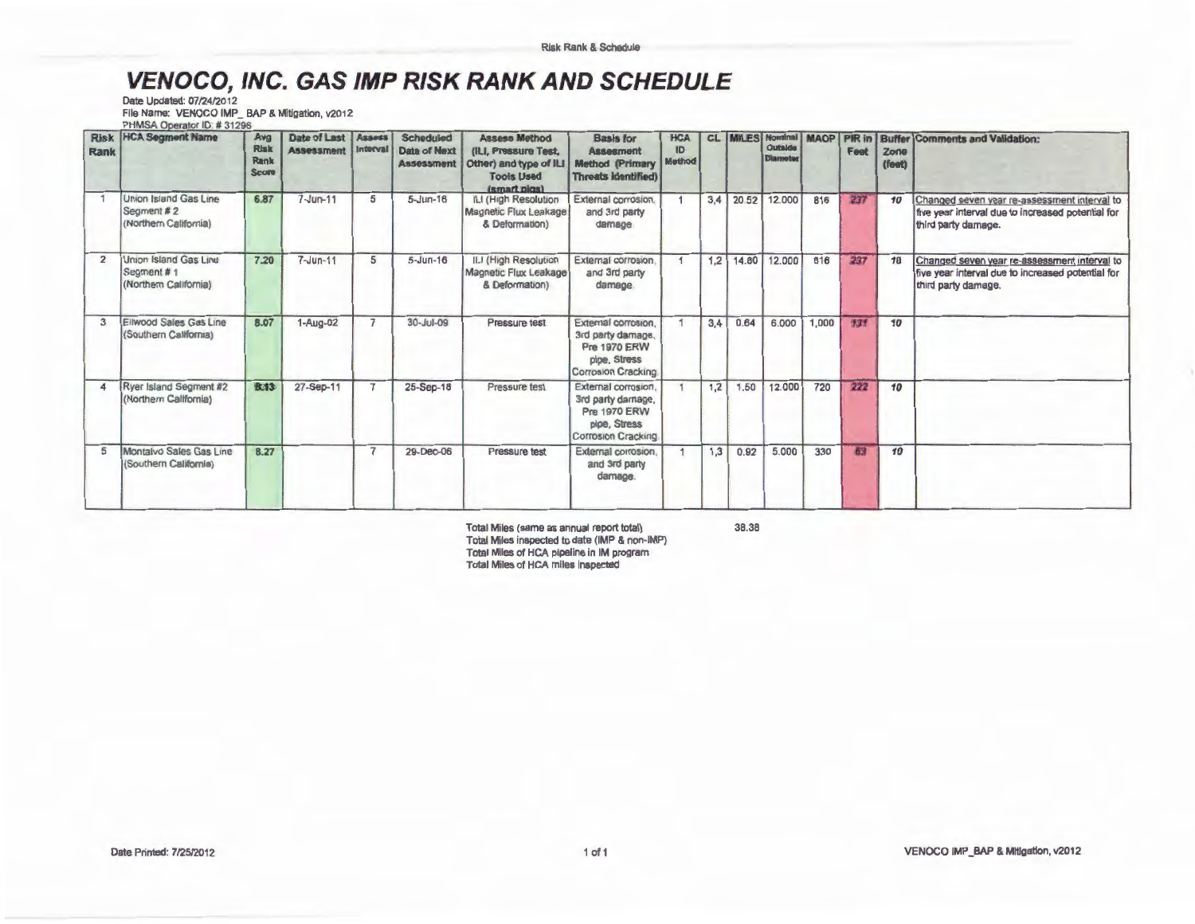# VENOCO, INC. GAS IMP RISK RANK AND SCHEDULE

Date Updated: 07/24/2012
File Name: VENOCO IMP_ BAP & Mitigation, v2012
PHMSA Operator ID: # 31296

| Risk Rank | HCA Segment Name | Avg Risk Rank Score | Date of Last Assessment | Assess Interval | Scheduled Date of Next Assessment | Assess Method (ILI, Pressure Test, Other) and type of ILI Tools Used (smart pigs) | Basis for Assessment Method (Primary Threats Identified) | HCA ID Method | CL | MILES | Nominal Outside Diameter | MAOP | PIR in Feet | Buffer Zone (feet) | Comments and Validation: |
|---|---|---|---|---|---|---|---|---|---|---|---|---|---|---|---|
| 1 | Union Island Gas Line Segment # 2 (Northern California) | 6.87 | 7-Jun-11 | 5 | 5-Jun-16 | ILI (High Resolution Magnetic Flux Leakage & Deformation) | External corrosion, and 3rd party damage | 1 | 3,4 | 20.52 | 12.000 | 816 | 237 | 10 | Changed seven year re-assessment interval to five year interval due to increased potential for third party damage. |
| 2 | Union Island Gas Line Segment # 1 (Northern California) | 7.20 | 7-Jun-11 | 5 | 5-Jun-16 | ILI (High Resolution Magnetic Flux Leakage & Deformation) | External corrosion, and 3rd party damage. | 1 | 1,2 | 14.80 | 12.000 | 816 | 237 | 10 | Changed seven year re-assessment interval to five year interval due to increased potential for third party damage. |
| 3 | Ellwood Sales Gas Line (Southern California) | 8.07 | 1-Aug-02 | 7 | 30-Jul-09 | Pressure test | External corrosion, 3rd party damage, Pre 1970 ERW pipe, Stress Corrosion Cracking | 1 | 3,4 | 0.64 | 6.000 | 1,000 | 131 | 10 | |
| 4 | Ryer Island Segment #2 (Northern California) | 8.13 | 27-Sep-11 | 7 | 25-Sep-18 | Pressure test | External corrosion, 3rd party damage, Pre 1970 ERW pipe, Stress Corrosion Cracking | 1 | 1,2 | 1.50 | 12.000 | 720 | 222 | 10 | |
| 5 | Montalvo Sales Gas Line (Southern California) | 8.27 | | 7 | 29-Dec-06 | Pressure test | External corrosion, and 3rd party damage. | 1 | 1,3 | 0.92 | 5.000 | 330 | 63 | 10 | |

Total Miles (same as annual report total) 38.38
Total Miles inspected to date (IMP & non-IMP)
Total Miles of HCA pipeline in IM program
Total Miles of HCA miles inspected

Date Printed: 7/25/2012

VENOCO IMP_BAP & Mitigation, v2012